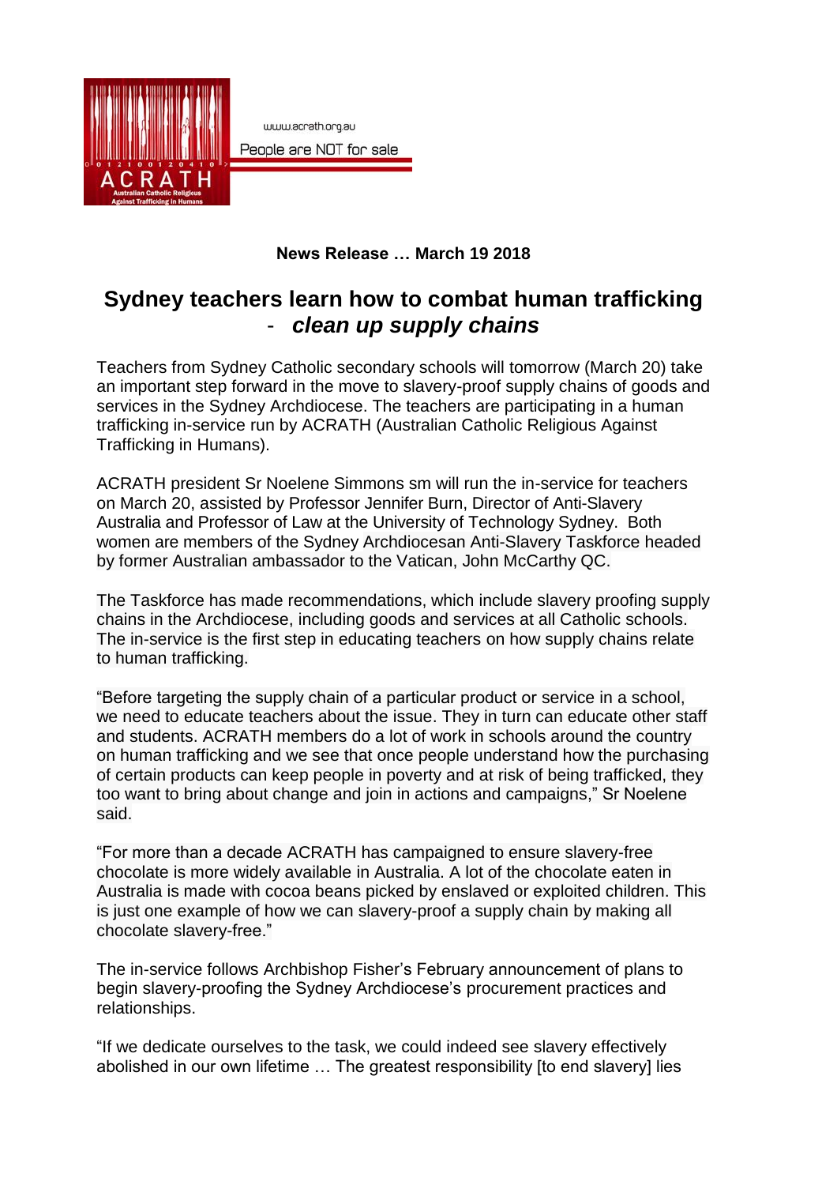www.acrath.org.au

People are NOT for sale

**News Release … March 19 2018**

# Sydney teachers learn how to combat human trafficking - *clean up supply chains*

Teachers from Sydney Catholic secondary schools will tomorrow (March 20) take an important step forward in the move to slavery-proof supply chains of goods and services in the Sydney Archdiocese. The teachers are participating in a human trafficking in-service run by ACRATH (Australian Catholic Religious Against Trafficking in Humans).

ACRATH president Sr Noelene Simmons sm will run the in-service for teachers on March 20, assisted by Professor Jennifer Burn, Director of Anti-Slavery Australia and Professor of Law at the University of Technology Sydney. Both women are members of the Sydney Archdiocesan Anti-Slavery Taskforce headed by former Australian ambassador to the Vatican, John McCarthy QC.

The Taskforce has made recommendations, which include slavery proofing supply chains in the Archdiocese, including goods and services at all Catholic schools. The in-service is the first step in educating teachers on how supply chains relate to human trafficking.

"Before targeting the supply chain of a particular product or service in a school, we need to educate teachers about the issue. They in turn can educate other staff and students. ACRATH members do a lot of work in schools around the country on human trafficking and we see that once people understand how the purchasing of certain products can keep people in poverty and at risk of being trafficked, they too want to bring about change and join in actions and campaigns," Sr Noelene said.

"For more than a decade ACRATH has campaigned to ensure slavery-free chocolate is more widely available in Australia. A lot of the chocolate eaten in Australia is made with cocoa beans picked by enslaved or exploited children. This is just one example of how we can slavery-proof a supply chain by making all chocolate slavery-free."

The in-service follows Archbishop Fisher's February announcement of plans to begin slavery-proofing the Sydney Archdiocese's procurement practices and relationships.

"If we dedicate ourselves to the task, we could indeed see slavery effectively abolished in our own lifetime … The greatest responsibility [to end slavery] lies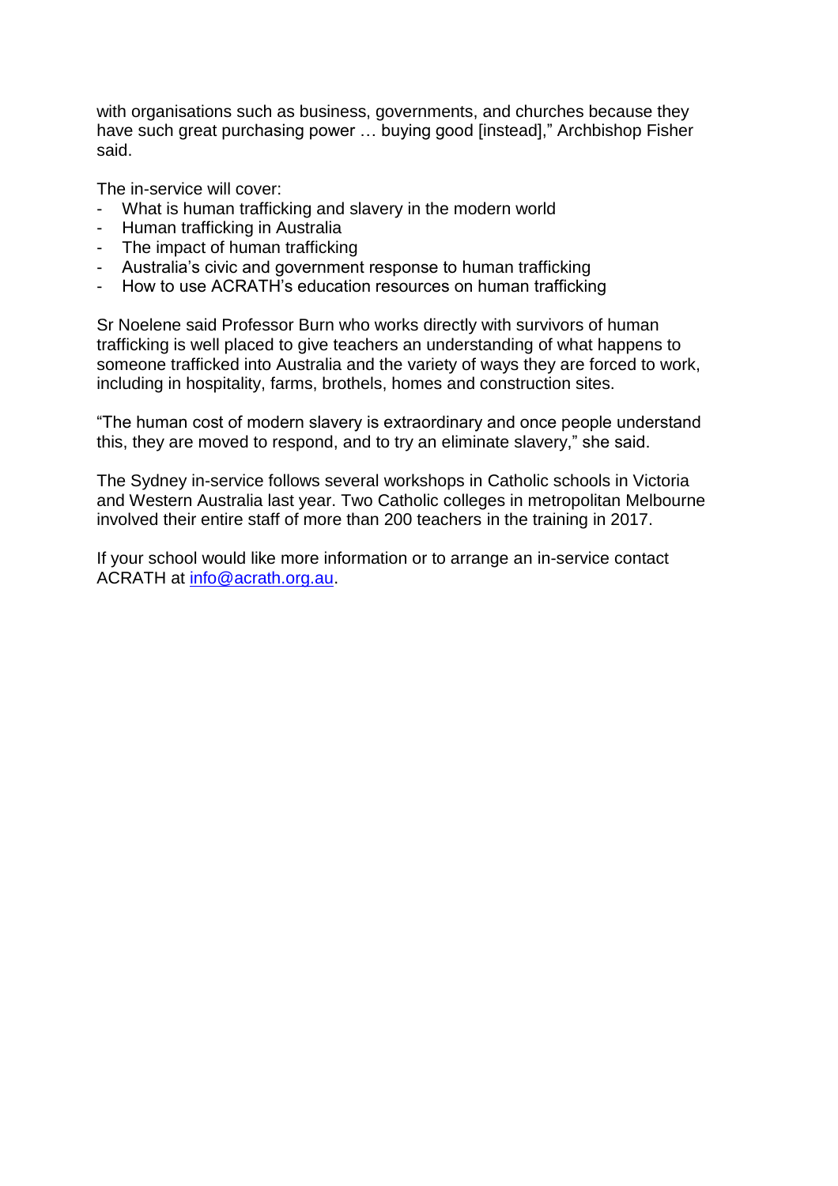with organisations such as business, governments, and churches because they have such great purchasing power … buying good [instead]," Archbishop Fisher said.

The in-service will cover:

- What is human trafficking and slavery in the modern world
- Human trafficking in Australia
- The impact of human trafficking
- Australia's civic and government response to human trafficking
- How to use ACRATH's education resources on human trafficking

Sr Noelene said Professor Burn who works directly with survivors of human trafficking is well placed to give teachers an understanding of what happens to someone trafficked into Australia and the variety of ways they are forced to work, including in hospitality, farms, brothels, homes and construction sites.

"The human cost of modern slavery is extraordinary and once people understand this, they are moved to respond, and to try an eliminate slavery," she said.

The Sydney in-service follows several workshops in Catholic schools in Victoria and Western Australia last year. Two Catholic colleges in metropolitan Melbourne involved their entire staff of more than 200 teachers in the training in 2017.

If your school would like more information or to arrange an in-service contact ACRATH at [info@acrath.org.au](mailto:info@acrath.org.au).